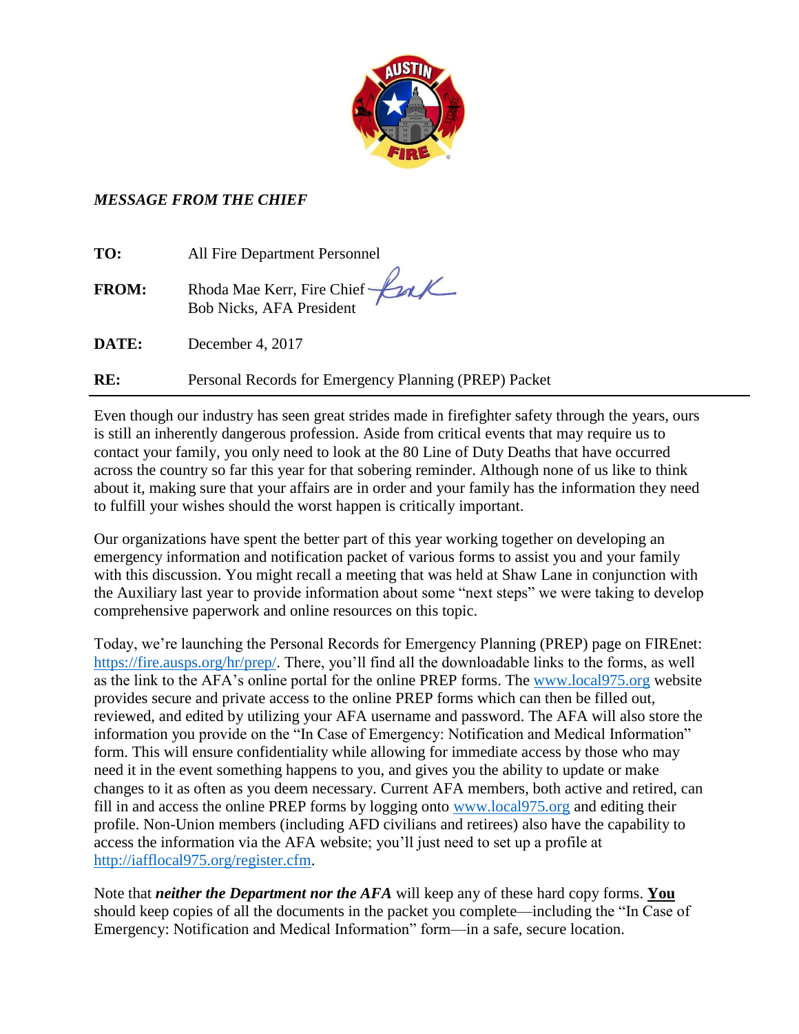*MESSAGE FROM THE CHIEF*

| | |
|---|---|
| **TO:** | All Fire Department Personnel |
| **FROM:** | Rhoda Mae Kerr, Fire Chief<br>Bob Nicks, AFA President |
| **DATE:** | December 4, 2017 |
| **RE:** | Personal Records for Emergency Planning (PREP) Packet |

Even though our industry has seen great strides made in firefighter safety through the years, ours is still an inherently dangerous profession. Aside from critical events that may require us to contact your family, you only need to look at the 80 Line of Duty Deaths that have occurred across the country so far this year for that sobering reminder. Although none of us like to think about it, making sure that your affairs are in order and your family has the information they need to fulfill your wishes should the worst happen is critically important.

Our organizations have spent the better part of this year working together on developing an emergency information and notification packet of various forms to assist you and your family with this discussion. You might recall a meeting that was held at Shaw Lane in conjunction with the Auxiliary last year to provide information about some "next steps" we were taking to develop comprehensive paperwork and online resources on this topic.

Today, we're launching the Personal Records for Emergency Planning (PREP) page on FIREnet: https://fire.ausps.org/hr/prep/. There, you'll find all the downloadable links to the forms, as well as the link to the AFA's online portal for the online PREP forms. The www.local975.org website provides secure and private access to the online PREP forms which can then be filled out, reviewed, and edited by utilizing your AFA username and password. The AFA will also store the information you provide on the "In Case of Emergency: Notification and Medical Information" form. This will ensure confidentiality while allowing for immediate access by those who may need it in the event something happens to you, and gives you the ability to update or make changes to it as often as you deem necessary. Current AFA members, both active and retired, can fill in and access the online PREP forms by logging onto www.local975.org and editing their profile. Non-Union members (including AFD civilians and retirees) also have the capability to access the information via the AFA website; you'll just need to set up a profile at http://iafflocal975.org/register.cfm.

Note that ***neither the Department nor the AFA*** will keep any of these hard copy forms. **<u>You</u>** should keep copies of all the documents in the packet you complete—including the "In Case of Emergency: Notification and Medical Information" form—in a safe, secure location.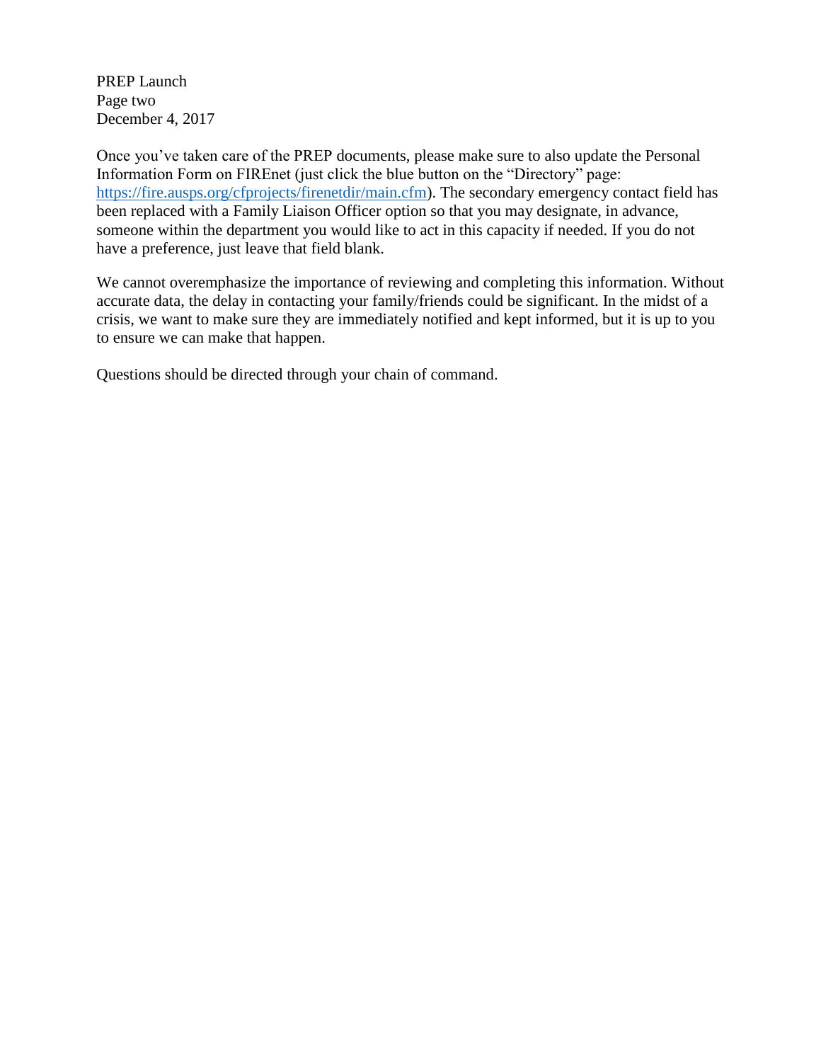Once you've taken care of the PREP documents, please make sure to also update the Personal Information Form on FIREnet (just click the blue button on the "Directory" page: [https://fire.ausps.org/cfprojects/firenetdir/main.cfm](https://fire.ausps.org/cfprojects/firenetdir/main.cfm)). The secondary emergency contact field has been replaced with a Family Liaison Officer option so that you may designate, in advance, someone within the department you would like to act in this capacity if needed. If you do not have a preference, just leave that field blank.

We cannot overemphasize the importance of reviewing and completing this information. Without accurate data, the delay in contacting your family/friends could be significant. In the midst of a crisis, we want to make sure they are immediately notified and kept informed, but it is up to you to ensure we can make that happen.

Questions should be directed through your chain of command.